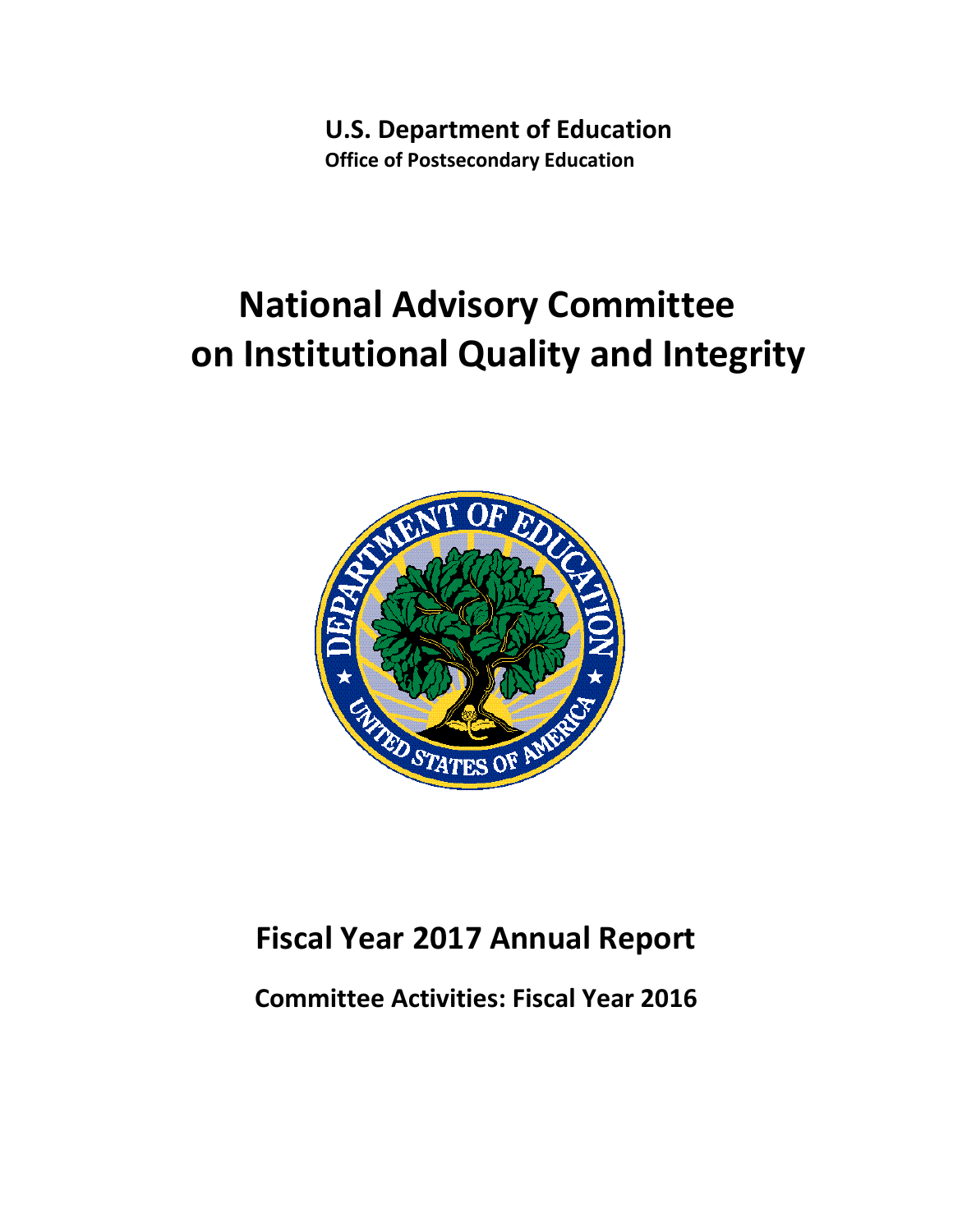**U.S. Department of Education**
**Office of Postsecondary Education**

# National Advisory Committee on Institutional Quality and Integrity

## Fiscal Year 2017 Annual Report

### Committee Activities: Fiscal Year 2016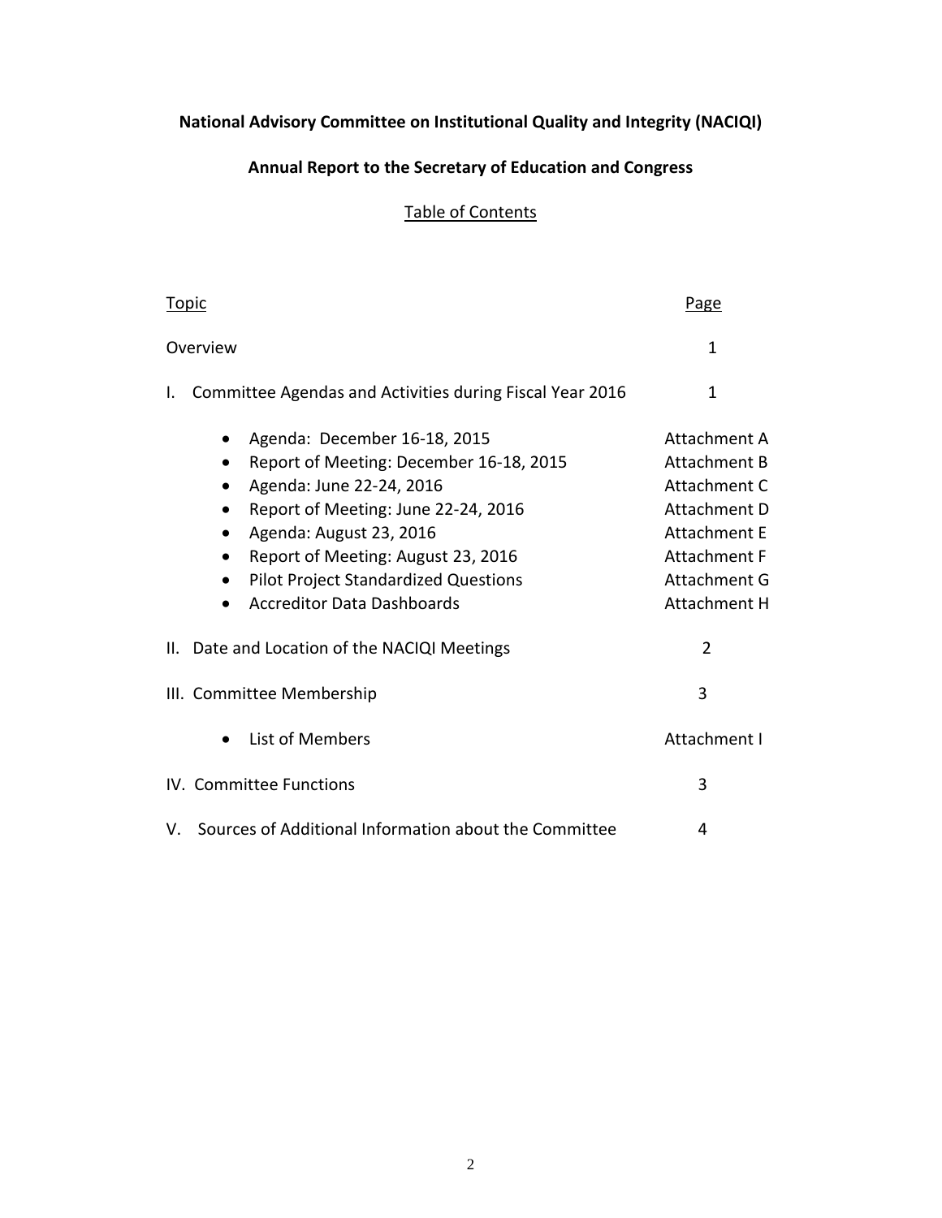**National Advisory Committee on Institutional Quality and Integrity (NACIQI)**

**Annual Report to the Secretary of Education and Congress**

Table of Contents

| Topic | Page |
|---|---|
| Overview | 1 |
| I. Committee Agendas and Activities during Fiscal Year 2016 | 1 |
| • Agenda: December 16-18, 2015 | Attachment A |
| • Report of Meeting: December 16-18, 2015 | Attachment B |
| • Agenda: June 22-24, 2016 | Attachment C |
| • Report of Meeting: June 22-24, 2016 | Attachment D |
| • Agenda: August 23, 2016 | Attachment E |
| • Report of Meeting: August 23, 2016 | Attachment F |
| • Pilot Project Standardized Questions | Attachment G |
| • Accreditor Data Dashboards | Attachment H |
| II. Date and Location of the NACIQI Meetings | 2 |
| III. Committee Membership | 3 |
| • List of Members | Attachment I |
| IV. Committee Functions | 3 |
| V. Sources of Additional Information about the Committee | 4 |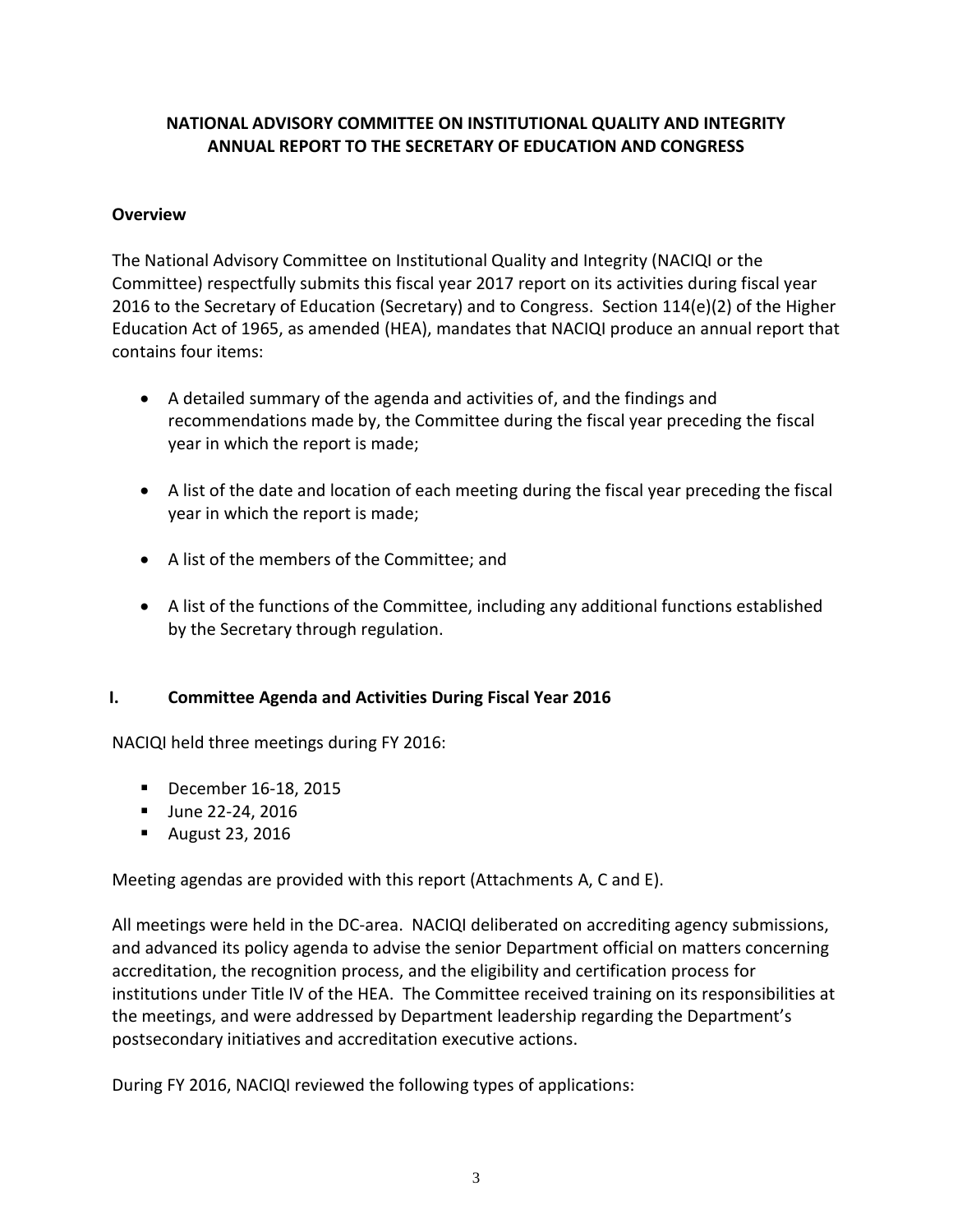**NATIONAL ADVISORY COMMITTEE ON INSTITUTIONAL QUALITY AND INTEGRITY ANNUAL REPORT TO THE SECRETARY OF EDUCATION AND CONGRESS**

**Overview**

The National Advisory Committee on Institutional Quality and Integrity (NACIQI or the Committee) respectfully submits this fiscal year 2017 report on its activities during fiscal year 2016 to the Secretary of Education (Secretary) and to Congress. Section 114(e)(2) of the Higher Education Act of 1965, as amended (HEA), mandates that NACIQI produce an annual report that contains four items:

- A detailed summary of the agenda and activities of, and the findings and recommendations made by, the Committee during the fiscal year preceding the fiscal year in which the report is made;
- A list of the date and location of each meeting during the fiscal year preceding the fiscal year in which the report is made;
- A list of the members of the Committee; and
- A list of the functions of the Committee, including any additional functions established by the Secretary through regulation.

## I. Committee Agenda and Activities During Fiscal Year 2016

NACIQI held three meetings during FY 2016:

- December 16-18, 2015
- June 22-24, 2016
- August 23, 2016

Meeting agendas are provided with this report (Attachments A, C and E).

All meetings were held in the DC-area. NACIQI deliberated on accrediting agency submissions, and advanced its policy agenda to advise the senior Department official on matters concerning accreditation, the recognition process, and the eligibility and certification process for institutions under Title IV of the HEA. The Committee received training on its responsibilities at the meetings, and were addressed by Department leadership regarding the Department's postsecondary initiatives and accreditation executive actions.

During FY 2016, NACIQI reviewed the following types of applications: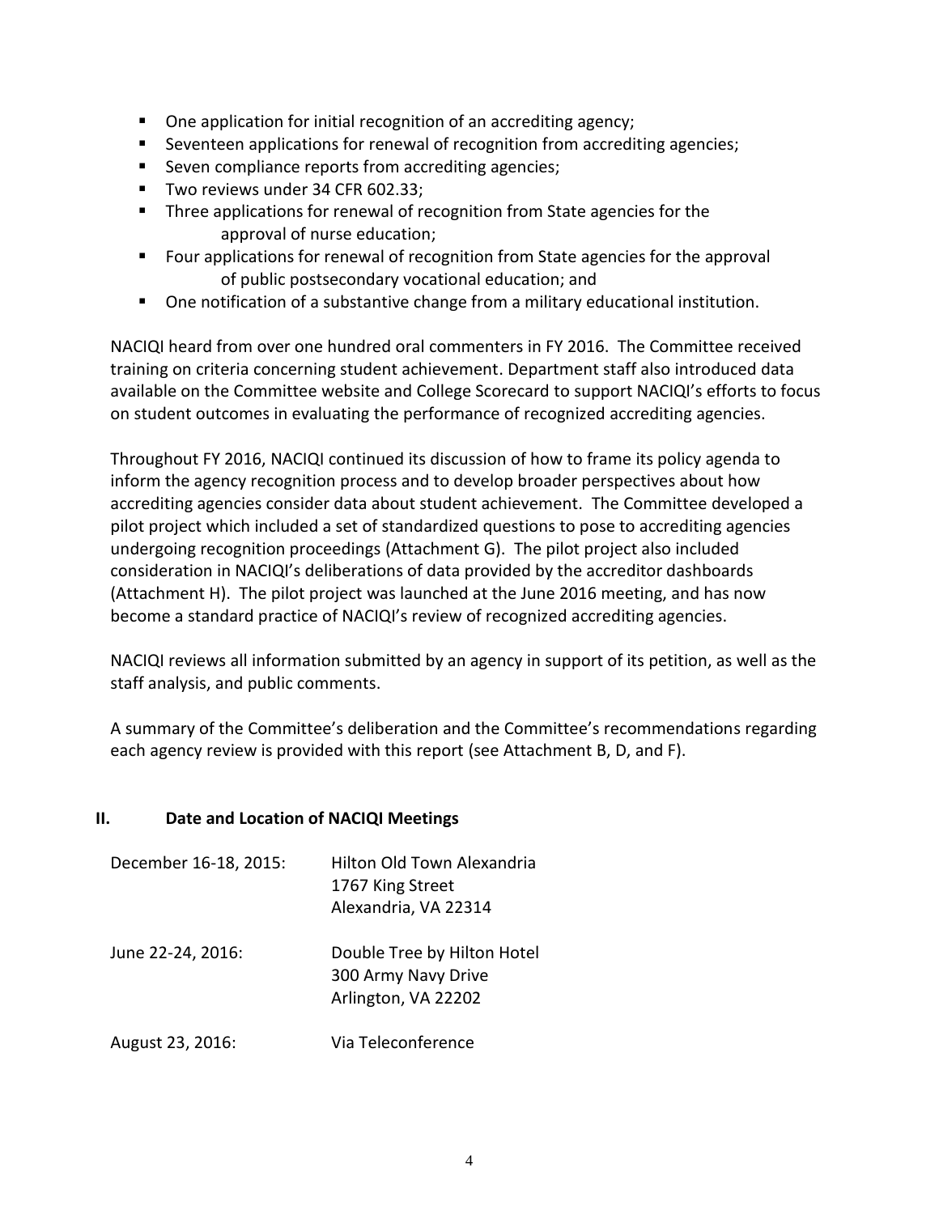- One application for initial recognition of an accrediting agency;
- Seventeen applications for renewal of recognition from accrediting agencies;
- Seven compliance reports from accrediting agencies;
- Two reviews under 34 CFR 602.33;
- Three applications for renewal of recognition from State agencies for the approval of nurse education;
- Four applications for renewal of recognition from State agencies for the approval of public postsecondary vocational education; and
- One notification of a substantive change from a military educational institution.

NACIQI heard from over one hundred oral commenters in FY 2016. The Committee received training on criteria concerning student achievement. Department staff also introduced data available on the Committee website and College Scorecard to support NACIQI's efforts to focus on student outcomes in evaluating the performance of recognized accrediting agencies.

Throughout FY 2016, NACIQI continued its discussion of how to frame its policy agenda to inform the agency recognition process and to develop broader perspectives about how accrediting agencies consider data about student achievement. The Committee developed a pilot project which included a set of standardized questions to pose to accrediting agencies undergoing recognition proceedings (Attachment G). The pilot project also included consideration in NACIQI's deliberations of data provided by the accreditor dashboards (Attachment H). The pilot project was launched at the June 2016 meeting, and has now become a standard practice of NACIQI's review of recognized accrediting agencies.

NACIQI reviews all information submitted by an agency in support of its petition, as well as the staff analysis, and public comments.

A summary of the Committee's deliberation and the Committee's recommendations regarding each agency review is provided with this report (see Attachment B, D, and F).

## II. Date and Location of NACIQI Meetings

December 16-18, 2015: Hilton Old Town Alexandria
1767 King Street
Alexandria, VA 22314

June 22-24, 2016: Double Tree by Hilton Hotel
300 Army Navy Drive
Arlington, VA 22202

August 23, 2016: Via Teleconference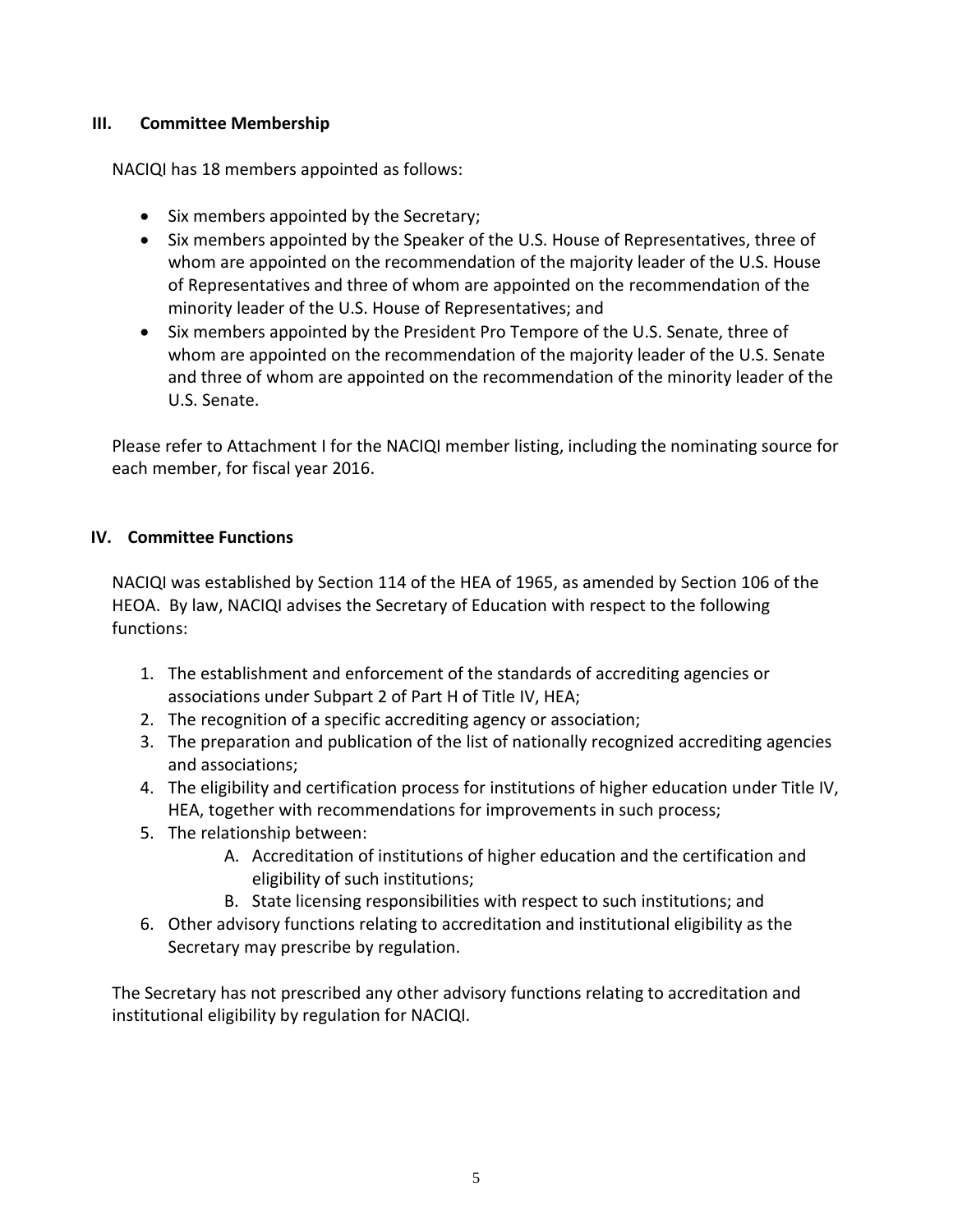## III. Committee Membership

NACIQI has 18 members appointed as follows:

- Six members appointed by the Secretary;
- Six members appointed by the Speaker of the U.S. House of Representatives, three of whom are appointed on the recommendation of the majority leader of the U.S. House of Representatives and three of whom are appointed on the recommendation of the minority leader of the U.S. House of Representatives; and
- Six members appointed by the President Pro Tempore of the U.S. Senate, three of whom are appointed on the recommendation of the majority leader of the U.S. Senate and three of whom are appointed on the recommendation of the minority leader of the U.S. Senate.

Please refer to Attachment I for the NACIQI member listing, including the nominating source for each member, for fiscal year 2016.

## IV. Committee Functions

NACIQI was established by Section 114 of the HEA of 1965, as amended by Section 106 of the HEOA. By law, NACIQI advises the Secretary of Education with respect to the following functions:

1. The establishment and enforcement of the standards of accrediting agencies or associations under Subpart 2 of Part H of Title IV, HEA;
2. The recognition of a specific accrediting agency or association;
3. The preparation and publication of the list of nationally recognized accrediting agencies and associations;
4. The eligibility and certification process for institutions of higher education under Title IV, HEA, together with recommendations for improvements in such process;
5. The relationship between:
   A. Accreditation of institutions of higher education and the certification and eligibility of such institutions;
   B. State licensing responsibilities with respect to such institutions; and
6. Other advisory functions relating to accreditation and institutional eligibility as the Secretary may prescribe by regulation.

The Secretary has not prescribed any other advisory functions relating to accreditation and institutional eligibility by regulation for NACIQI.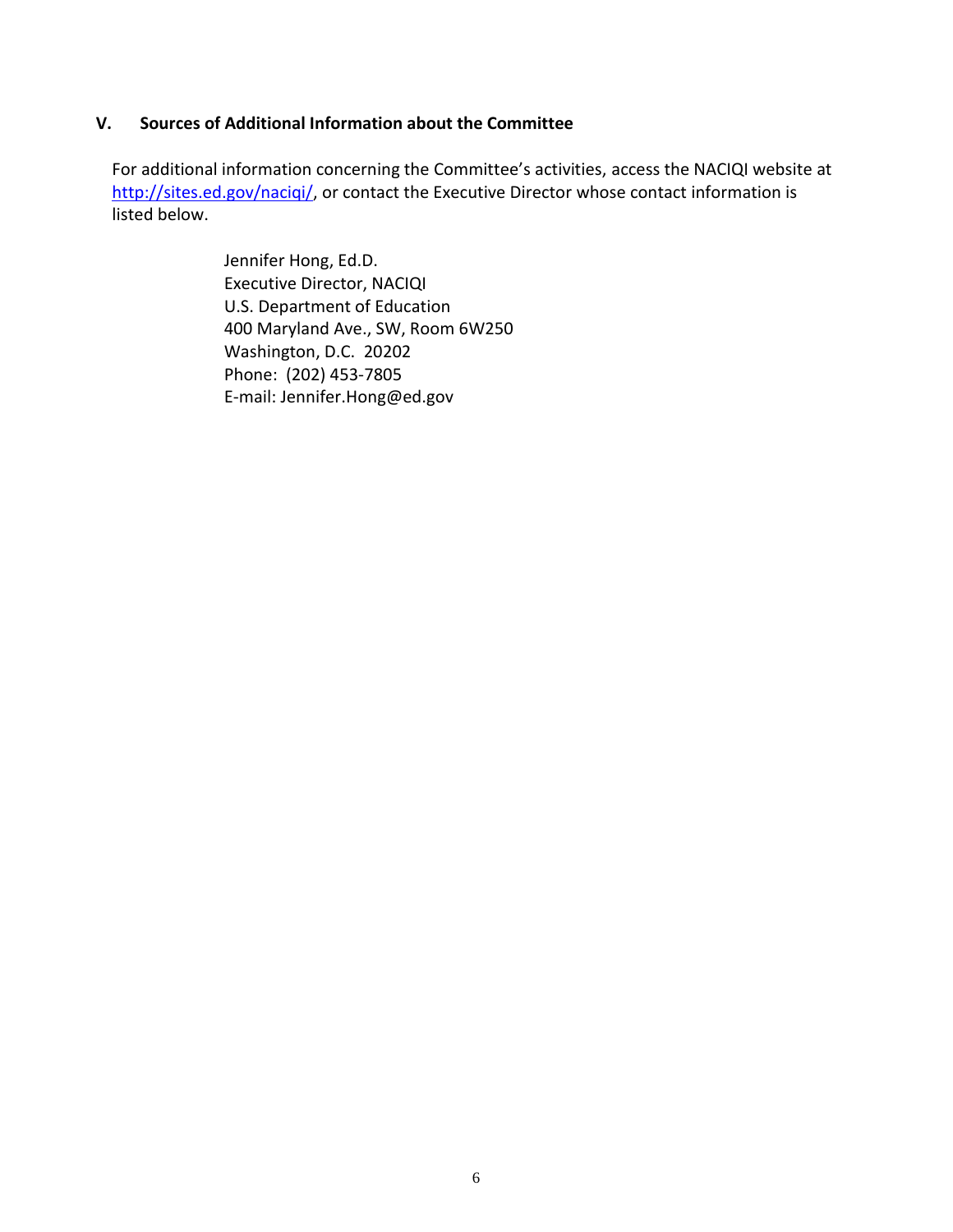## V. Sources of Additional Information about the Committee

For additional information concerning the Committee's activities, access the NACIQI website at [http://sites.ed.gov/naciqi/](http://sites.ed.gov/naciqi/), or contact the Executive Director whose contact information is listed below.

Jennifer Hong, Ed.D.
Executive Director, NACIQI
U.S. Department of Education
400 Maryland Ave., SW, Room 6W250
Washington, D.C. 20202
Phone: (202) 453-7805
E-mail: Jennifer.Hong@ed.gov